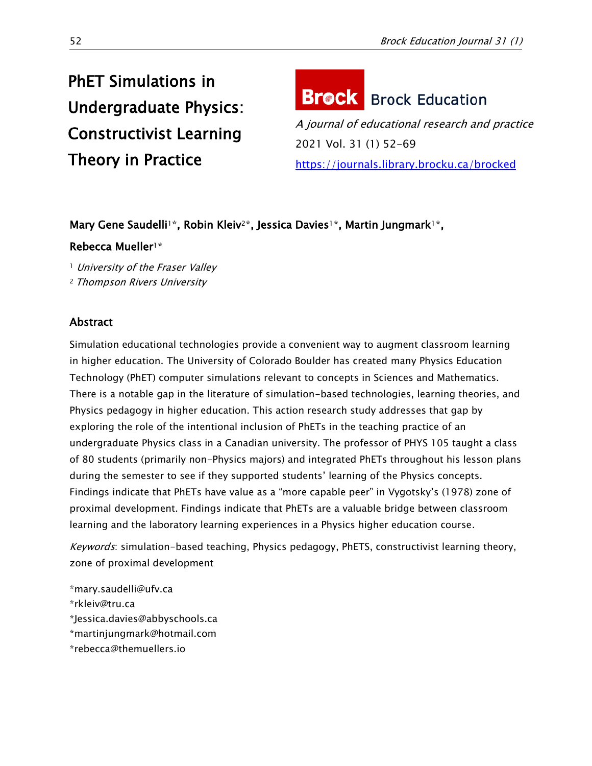# PhET Simulations in Undergraduate Physics: Constructivist Learning Theory in Practice

Brock Education

*A journal of educational research and practice*

2021 Vol. 31 (1) 52–69

https://journals.library.brocku.ca/brocked

**Mary Gene Saudelli[1]\*, Robin Kleiv[2]\*, Jessica Davies[1]\*, Martin Jungmark[1]\*, Rebecca Mueller[1]\***

[1] *University of the Fraser Valley*

[2] *Thompson Rivers University*

## Abstract

Simulation educational technologies provide a convenient way to augment classroom learning in higher education. The University of Colorado Boulder has created many Physics Education Technology (PhET) computer simulations relevant to concepts in Sciences and Mathematics. There is a notable gap in the literature of simulation-based technologies, learning theories, and Physics pedagogy in higher education. This action research study addresses that gap by exploring the role of the intentional inclusion of PhETs in the teaching practice of an undergraduate Physics class in a Canadian university. The professor of PHYS 105 taught a class of 80 students (primarily non-Physics majors) and integrated PhETs throughout his lesson plans during the semester to see if they supported students' learning of the Physics concepts. Findings indicate that PhETs have value as a "more capable peer" in Vygotsky's (1978) zone of proximal development. Findings indicate that PhETs are a valuable bridge between classroom learning and the laboratory learning experiences in a Physics higher education course.

*Keywords*: simulation-based teaching, Physics pedagogy, PhETS, constructivist learning theory, zone of proximal development

\*mary.saudelli@ufv.ca
\*rkleiv@tru.ca
\*Jessica.davies@abbyschools.ca
\*martinjungmark@hotmail.com
\*rebecca@themuellers.io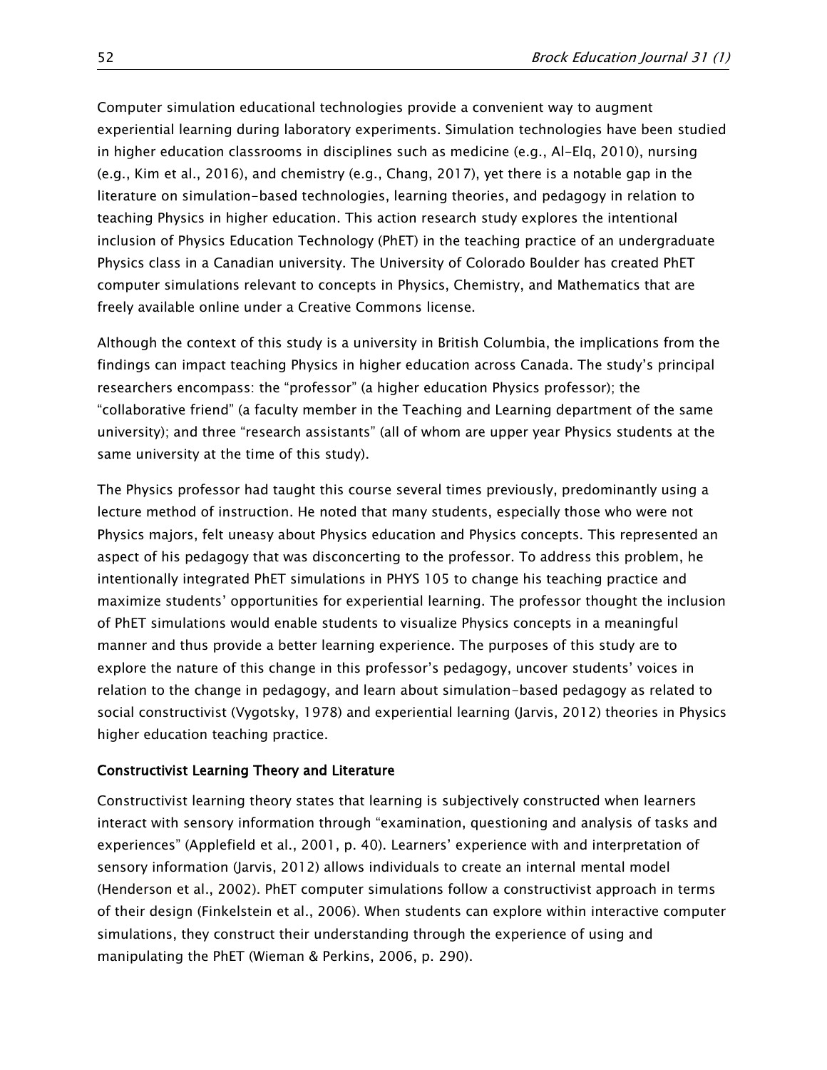Computer simulation educational technologies provide a convenient way to augment experiential learning during laboratory experiments. Simulation technologies have been studied in higher education classrooms in disciplines such as medicine (e.g., Al-Elq, 2010), nursing (e.g., Kim et al., 2016), and chemistry (e.g., Chang, 2017), yet there is a notable gap in the literature on simulation-based technologies, learning theories, and pedagogy in relation to teaching Physics in higher education. This action research study explores the intentional inclusion of Physics Education Technology (PhET) in the teaching practice of an undergraduate Physics class in a Canadian university. The University of Colorado Boulder has created PhET computer simulations relevant to concepts in Physics, Chemistry, and Mathematics that are freely available online under a Creative Commons license.

Although the context of this study is a university in British Columbia, the implications from the findings can impact teaching Physics in higher education across Canada. The study's principal researchers encompass: the "professor" (a higher education Physics professor); the "collaborative friend" (a faculty member in the Teaching and Learning department of the same university); and three "research assistants" (all of whom are upper year Physics students at the same university at the time of this study).

The Physics professor had taught this course several times previously, predominantly using a lecture method of instruction. He noted that many students, especially those who were not Physics majors, felt uneasy about Physics education and Physics concepts. This represented an aspect of his pedagogy that was disconcerting to the professor. To address this problem, he intentionally integrated PhET simulations in PHYS 105 to change his teaching practice and maximize students' opportunities for experiential learning. The professor thought the inclusion of PhET simulations would enable students to visualize Physics concepts in a meaningful manner and thus provide a better learning experience. The purposes of this study are to explore the nature of this change in this professor's pedagogy, uncover students' voices in relation to the change in pedagogy, and learn about simulation-based pedagogy as related to social constructivist (Vygotsky, 1978) and experiential learning (Jarvis, 2012) theories in Physics higher education teaching practice.

### Constructivist Learning Theory and Literature

Constructivist learning theory states that learning is subjectively constructed when learners interact with sensory information through "examination, questioning and analysis of tasks and experiences" (Applefield et al., 2001, p. 40). Learners' experience with and interpretation of sensory information (Jarvis, 2012) allows individuals to create an internal mental model (Henderson et al., 2002). PhET computer simulations follow a constructivist approach in terms of their design (Finkelstein et al., 2006). When students can explore within interactive computer simulations, they construct their understanding through the experience of using and manipulating the PhET (Wieman & Perkins, 2006, p. 290).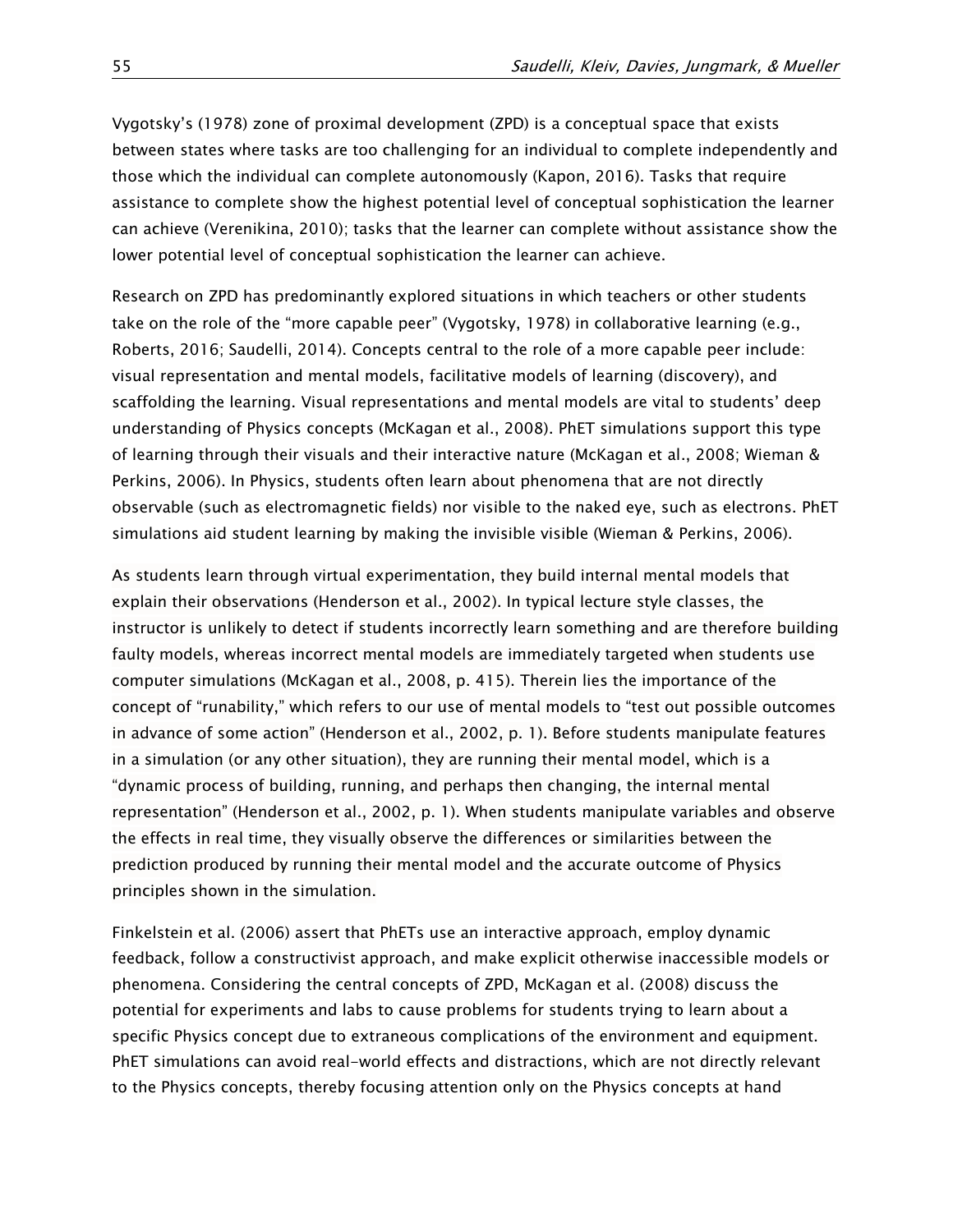Vygotsky's (1978) zone of proximal development (ZPD) is a conceptual space that exists between states where tasks are too challenging for an individual to complete independently and those which the individual can complete autonomously (Kapon, 2016). Tasks that require assistance to complete show the highest potential level of conceptual sophistication the learner can achieve (Verenikina, 2010); tasks that the learner can complete without assistance show the lower potential level of conceptual sophistication the learner can achieve.

Research on ZPD has predominantly explored situations in which teachers or other students take on the role of the "more capable peer" (Vygotsky, 1978) in collaborative learning (e.g., Roberts, 2016; Saudelli, 2014). Concepts central to the role of a more capable peer include: visual representation and mental models, facilitative models of learning (discovery), and scaffolding the learning. Visual representations and mental models are vital to students' deep understanding of Physics concepts (McKagan et al., 2008). PhET simulations support this type of learning through their visuals and their interactive nature (McKagan et al., 2008; Wieman & Perkins, 2006). In Physics, students often learn about phenomena that are not directly observable (such as electromagnetic fields) nor visible to the naked eye, such as electrons. PhET simulations aid student learning by making the invisible visible (Wieman & Perkins, 2006).

As students learn through virtual experimentation, they build internal mental models that explain their observations (Henderson et al., 2002). In typical lecture style classes, the instructor is unlikely to detect if students incorrectly learn something and are therefore building faulty models, whereas incorrect mental models are immediately targeted when students use computer simulations (McKagan et al., 2008, p. 415). Therein lies the importance of the concept of "runability," which refers to our use of mental models to "test out possible outcomes in advance of some action" (Henderson et al., 2002, p. 1). Before students manipulate features in a simulation (or any other situation), they are running their mental model, which is a "dynamic process of building, running, and perhaps then changing, the internal mental representation" (Henderson et al., 2002, p. 1). When students manipulate variables and observe the effects in real time, they visually observe the differences or similarities between the prediction produced by running their mental model and the accurate outcome of Physics principles shown in the simulation.

Finkelstein et al. (2006) assert that PhETs use an interactive approach, employ dynamic feedback, follow a constructivist approach, and make explicit otherwise inaccessible models or phenomena. Considering the central concepts of ZPD, McKagan et al. (2008) discuss the potential for experiments and labs to cause problems for students trying to learn about a specific Physics concept due to extraneous complications of the environment and equipment. PhET simulations can avoid real-world effects and distractions, which are not directly relevant to the Physics concepts, thereby focusing attention only on the Physics concepts at hand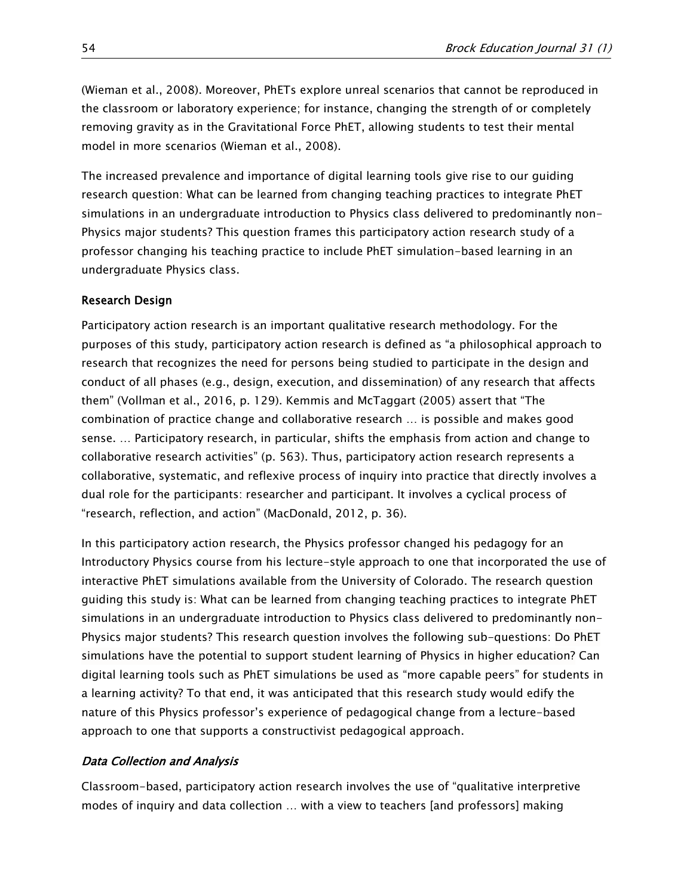(Wieman et al., 2008). Moreover, PhETs explore unreal scenarios that cannot be reproduced in the classroom or laboratory experience; for instance, changing the strength of or completely removing gravity as in the Gravitational Force PhET, allowing students to test their mental model in more scenarios (Wieman et al., 2008).

The increased prevalence and importance of digital learning tools give rise to our guiding research question: What can be learned from changing teaching practices to integrate PhET simulations in an undergraduate introduction to Physics class delivered to predominantly non-Physics major students? This question frames this participatory action research study of a professor changing his teaching practice to include PhET simulation-based learning in an undergraduate Physics class.

## Research Design

Participatory action research is an important qualitative research methodology. For the purposes of this study, participatory action research is defined as "a philosophical approach to research that recognizes the need for persons being studied to participate in the design and conduct of all phases (e.g., design, execution, and dissemination) of any research that affects them" (Vollman et al., 2016, p. 129). Kemmis and McTaggart (2005) assert that "The combination of practice change and collaborative research … is possible and makes good sense. … Participatory research, in particular, shifts the emphasis from action and change to collaborative research activities" (p. 563). Thus, participatory action research represents a collaborative, systematic, and reflexive process of inquiry into practice that directly involves a dual role for the participants: researcher and participant. It involves a cyclical process of "research, reflection, and action" (MacDonald, 2012, p. 36).

In this participatory action research, the Physics professor changed his pedagogy for an Introductory Physics course from his lecture-style approach to one that incorporated the use of interactive PhET simulations available from the University of Colorado. The research question guiding this study is: What can be learned from changing teaching practices to integrate PhET simulations in an undergraduate introduction to Physics class delivered to predominantly non-Physics major students? This research question involves the following sub-questions: Do PhET simulations have the potential to support student learning of Physics in higher education? Can digital learning tools such as PhET simulations be used as "more capable peers" for students in a learning activity? To that end, it was anticipated that this research study would edify the nature of this Physics professor's experience of pedagogical change from a lecture-based approach to one that supports a constructivist pedagogical approach.

### *Data Collection and Analysis*

Classroom-based, participatory action research involves the use of "qualitative interpretive modes of inquiry and data collection … with a view to teachers [and professors] making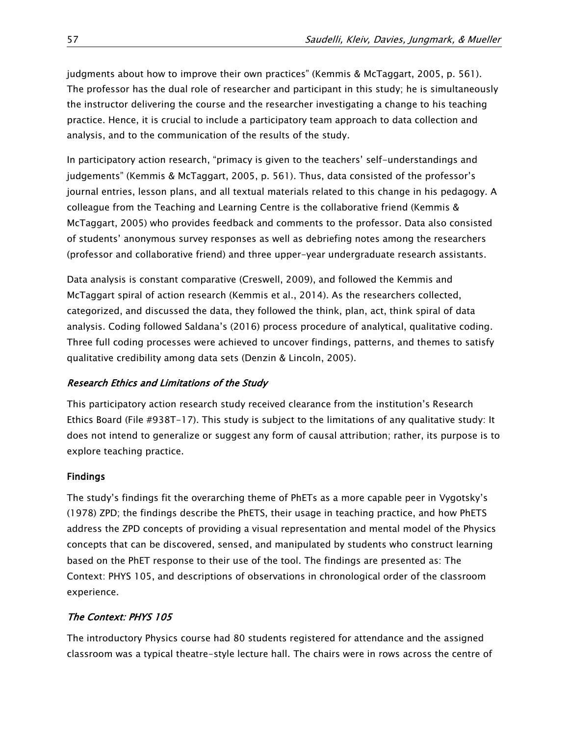judgments about how to improve their own practices" (Kemmis & McTaggart, 2005, p. 561). The professor has the dual role of researcher and participant in this study; he is simultaneously the instructor delivering the course and the researcher investigating a change to his teaching practice. Hence, it is crucial to include a participatory team approach to data collection and analysis, and to the communication of the results of the study.

In participatory action research, "primacy is given to the teachers' self-understandings and judgements" (Kemmis & McTaggart, 2005, p. 561). Thus, data consisted of the professor's journal entries, lesson plans, and all textual materials related to this change in his pedagogy. A colleague from the Teaching and Learning Centre is the collaborative friend (Kemmis & McTaggart, 2005) who provides feedback and comments to the professor. Data also consisted of students' anonymous survey responses as well as debriefing notes among the researchers (professor and collaborative friend) and three upper-year undergraduate research assistants.

Data analysis is constant comparative (Creswell, 2009), and followed the Kemmis and McTaggart spiral of action research (Kemmis et al., 2014). As the researchers collected, categorized, and discussed the data, they followed the think, plan, act, think spiral of data analysis. Coding followed Saldana's (2016) process procedure of analytical, qualitative coding. Three full coding processes were achieved to uncover findings, patterns, and themes to satisfy qualitative credibility among data sets (Denzin & Lincoln, 2005).

### *Research Ethics and Limitations of the Study*

This participatory action research study received clearance from the institution's Research Ethics Board (File #938T-17). This study is subject to the limitations of any qualitative study: It does not intend to generalize or suggest any form of causal attribution; rather, its purpose is to explore teaching practice.

## Findings

The study's findings fit the overarching theme of PhETs as a more capable peer in Vygotsky's (1978) ZPD; the findings describe the PhETS, their usage in teaching practice, and how PhETS address the ZPD concepts of providing a visual representation and mental model of the Physics concepts that can be discovered, sensed, and manipulated by students who construct learning based on the PhET response to their use of the tool. The findings are presented as: The Context: PHYS 105, and descriptions of observations in chronological order of the classroom experience.

### *The Context: PHYS 105*

The introductory Physics course had 80 students registered for attendance and the assigned classroom was a typical theatre-style lecture hall. The chairs were in rows across the centre of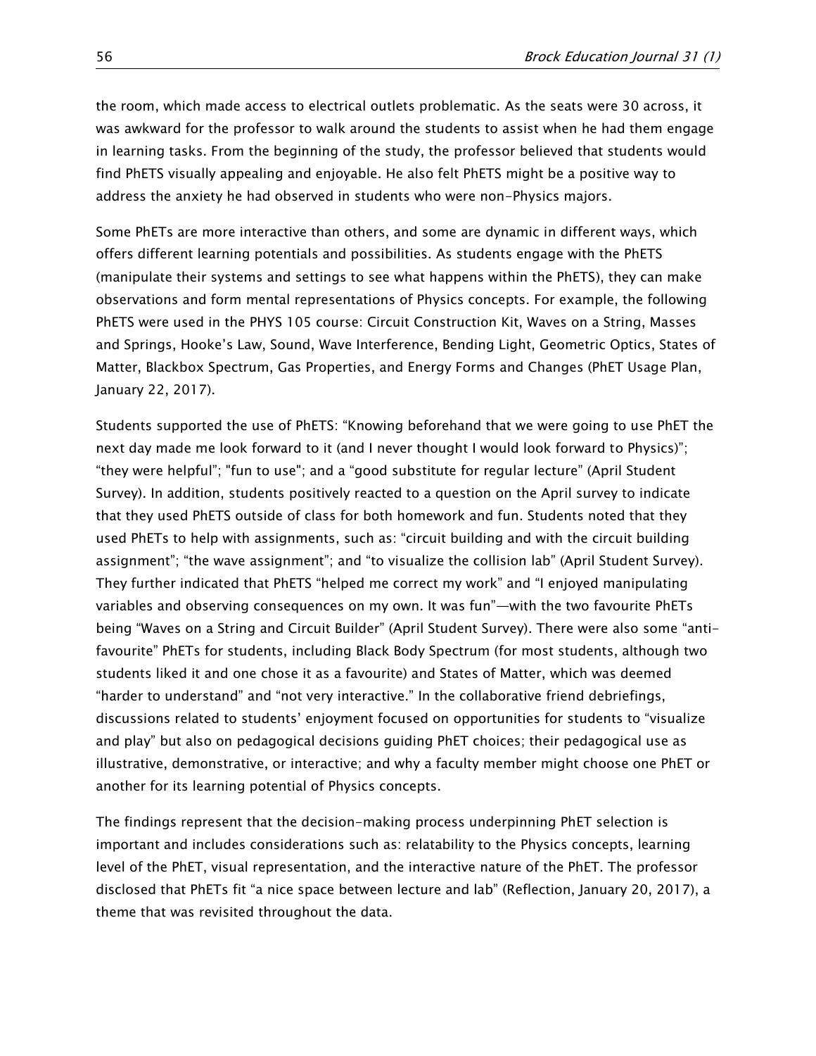the room, which made access to electrical outlets problematic. As the seats were 30 across, it was awkward for the professor to walk around the students to assist when he had them engage in learning tasks. From the beginning of the study, the professor believed that students would find PhETS visually appealing and enjoyable. He also felt PhETS might be a positive way to address the anxiety he had observed in students who were non-Physics majors.

Some PhETs are more interactive than others, and some are dynamic in different ways, which offers different learning potentials and possibilities. As students engage with the PhETS (manipulate their systems and settings to see what happens within the PhETS), they can make observations and form mental representations of Physics concepts. For example, the following PhETS were used in the PHYS 105 course: Circuit Construction Kit, Waves on a String, Masses and Springs, Hooke's Law, Sound, Wave Interference, Bending Light, Geometric Optics, States of Matter, Blackbox Spectrum, Gas Properties, and Energy Forms and Changes (PhET Usage Plan, January 22, 2017).

Students supported the use of PhETS: "Knowing beforehand that we were going to use PhET the next day made me look forward to it (and I never thought I would look forward to Physics)"; "they were helpful"; "fun to use"; and a "good substitute for regular lecture" (April Student Survey). In addition, students positively reacted to a question on the April survey to indicate that they used PhETS outside of class for both homework and fun. Students noted that they used PhETs to help with assignments, such as: "circuit building and with the circuit building assignment"; "the wave assignment"; and "to visualize the collision lab" (April Student Survey). They further indicated that PhETS "helped me correct my work" and "I enjoyed manipulating variables and observing consequences on my own. It was fun"—with the two favourite PhETs being "Waves on a String and Circuit Builder" (April Student Survey). There were also some "anti-favourite" PhETs for students, including Black Body Spectrum (for most students, although two students liked it and one chose it as a favourite) and States of Matter, which was deemed "harder to understand" and "not very interactive." In the collaborative friend debriefings, discussions related to students' enjoyment focused on opportunities for students to "visualize and play" but also on pedagogical decisions guiding PhET choices; their pedagogical use as illustrative, demonstrative, or interactive; and why a faculty member might choose one PhET or another for its learning potential of Physics concepts.

The findings represent that the decision-making process underpinning PhET selection is important and includes considerations such as: relatability to the Physics concepts, learning level of the PhET, visual representation, and the interactive nature of the PhET. The professor disclosed that PhETs fit "a nice space between lecture and lab" (Reflection, January 20, 2017), a theme that was revisited throughout the data.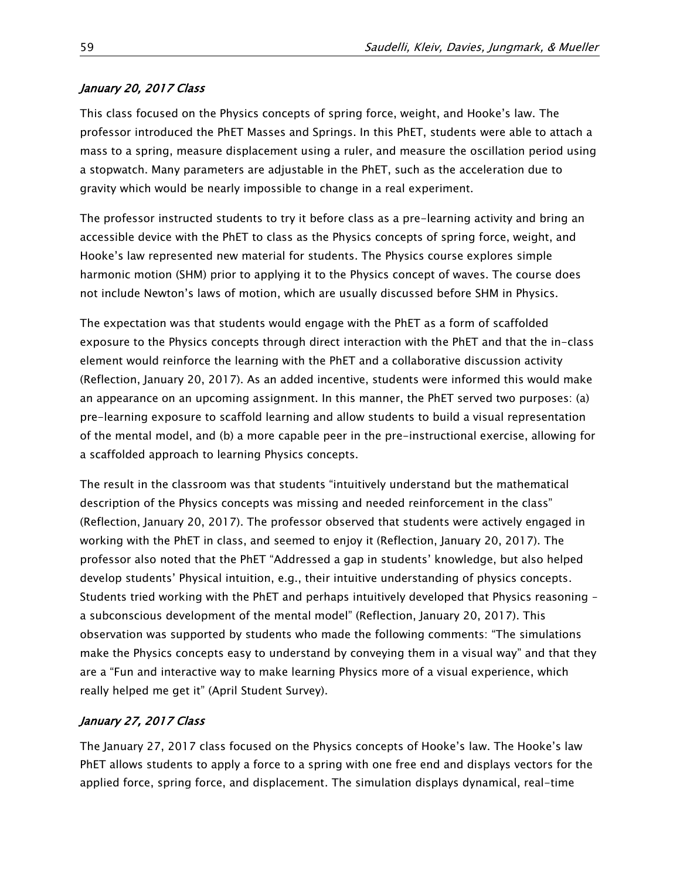*January 20, 2017 Class*

This class focused on the Physics concepts of spring force, weight, and Hooke's law. The professor introduced the PhET Masses and Springs. In this PhET, students were able to attach a mass to a spring, measure displacement using a ruler, and measure the oscillation period using a stopwatch. Many parameters are adjustable in the PhET, such as the acceleration due to gravity which would be nearly impossible to change in a real experiment.

The professor instructed students to try it before class as a pre-learning activity and bring an accessible device with the PhET to class as the Physics concepts of spring force, weight, and Hooke's law represented new material for students. The Physics course explores simple harmonic motion (SHM) prior to applying it to the Physics concept of waves. The course does not include Newton's laws of motion, which are usually discussed before SHM in Physics.

The expectation was that students would engage with the PhET as a form of scaffolded exposure to the Physics concepts through direct interaction with the PhET and that the in-class element would reinforce the learning with the PhET and a collaborative discussion activity (Reflection, January 20, 2017). As an added incentive, students were informed this would make an appearance on an upcoming assignment. In this manner, the PhET served two purposes: (a) pre-learning exposure to scaffold learning and allow students to build a visual representation of the mental model, and (b) a more capable peer in the pre-instructional exercise, allowing for a scaffolded approach to learning Physics concepts.

The result in the classroom was that students "intuitively understand but the mathematical description of the Physics concepts was missing and needed reinforcement in the class" (Reflection, January 20, 2017). The professor observed that students were actively engaged in working with the PhET in class, and seemed to enjoy it (Reflection, January 20, 2017). The professor also noted that the PhET "Addressed a gap in students' knowledge, but also helped develop students' Physical intuition, e.g., their intuitive understanding of physics concepts. Students tried working with the PhET and perhaps intuitively developed that Physics reasoning – a subconscious development of the mental model" (Reflection, January 20, 2017). This observation was supported by students who made the following comments: "The simulations make the Physics concepts easy to understand by conveying them in a visual way" and that they are a "Fun and interactive way to make learning Physics more of a visual experience, which really helped me get it" (April Student Survey).

*January 27, 2017 Class*

The January 27, 2017 class focused on the Physics concepts of Hooke's law. The Hooke's law PhET allows students to apply a force to a spring with one free end and displays vectors for the applied force, spring force, and displacement. The simulation displays dynamical, real-time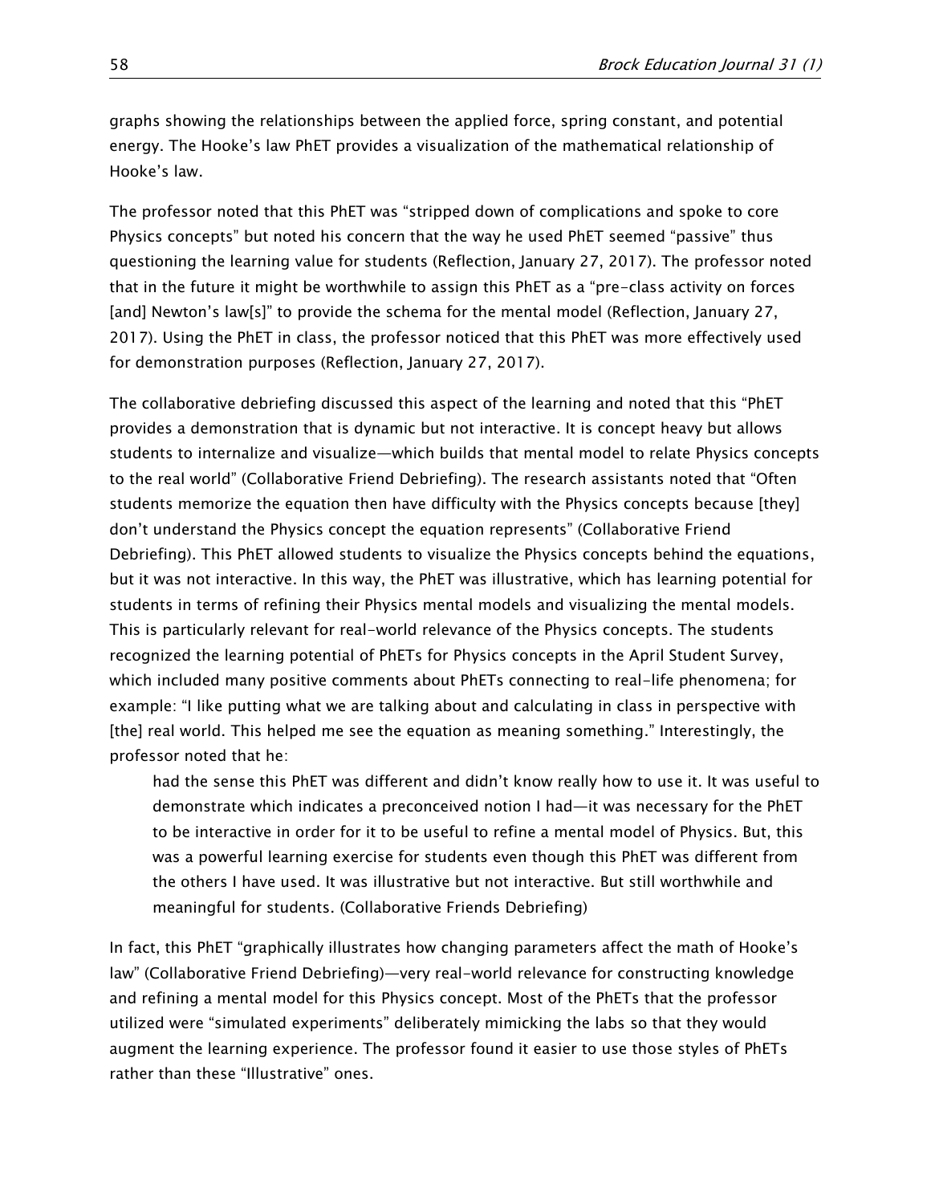graphs showing the relationships between the applied force, spring constant, and potential energy. The Hooke's law PhET provides a visualization of the mathematical relationship of Hooke's law.

The professor noted that this PhET was "stripped down of complications and spoke to core Physics concepts" but noted his concern that the way he used PhET seemed "passive" thus questioning the learning value for students (Reflection, January 27, 2017). The professor noted that in the future it might be worthwhile to assign this PhET as a "pre-class activity on forces [and] Newton's law[s]" to provide the schema for the mental model (Reflection, January 27, 2017). Using the PhET in class, the professor noticed that this PhET was more effectively used for demonstration purposes (Reflection, January 27, 2017).

The collaborative debriefing discussed this aspect of the learning and noted that this "PhET provides a demonstration that is dynamic but not interactive. It is concept heavy but allows students to internalize and visualize—which builds that mental model to relate Physics concepts to the real world" (Collaborative Friend Debriefing). The research assistants noted that "Often students memorize the equation then have difficulty with the Physics concepts because [they] don't understand the Physics concept the equation represents" (Collaborative Friend Debriefing). This PhET allowed students to visualize the Physics concepts behind the equations, but it was not interactive. In this way, the PhET was illustrative, which has learning potential for students in terms of refining their Physics mental models and visualizing the mental models. This is particularly relevant for real-world relevance of the Physics concepts. The students recognized the learning potential of PhETs for Physics concepts in the April Student Survey, which included many positive comments about PhETs connecting to real-life phenomena; for example: "I like putting what we are talking about and calculating in class in perspective with [the] real world. This helped me see the equation as meaning something." Interestingly, the professor noted that he:

> had the sense this PhET was different and didn't know really how to use it. It was useful to demonstrate which indicates a preconceived notion I had—it was necessary for the PhET to be interactive in order for it to be useful to refine a mental model of Physics. But, this was a powerful learning exercise for students even though this PhET was different from the others I have used. It was illustrative but not interactive. But still worthwhile and meaningful for students. (Collaborative Friends Debriefing)

In fact, this PhET "graphically illustrates how changing parameters affect the math of Hooke's law" (Collaborative Friend Debriefing)—very real-world relevance for constructing knowledge and refining a mental model for this Physics concept. Most of the PhETs that the professor utilized were "simulated experiments" deliberately mimicking the labs so that they would augment the learning experience. The professor found it easier to use those styles of PhETs rather than these "Illustrative" ones.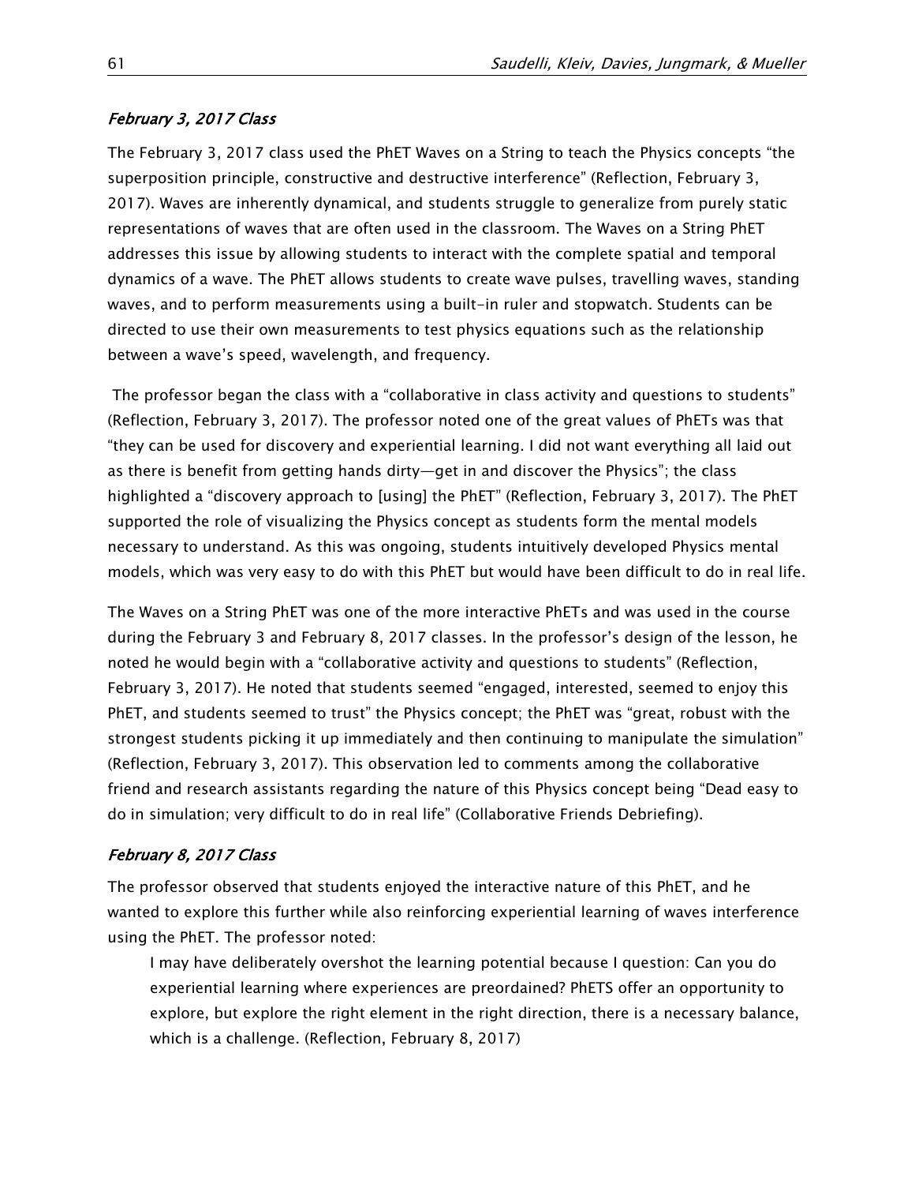### *February 3, 2017 Class*

The February 3, 2017 class used the PhET Waves on a String to teach the Physics concepts "the superposition principle, constructive and destructive interference" (Reflection, February 3, 2017). Waves are inherently dynamical, and students struggle to generalize from purely static representations of waves that are often used in the classroom. The Waves on a String PhET addresses this issue by allowing students to interact with the complete spatial and temporal dynamics of a wave. The PhET allows students to create wave pulses, travelling waves, standing waves, and to perform measurements using a built-in ruler and stopwatch. Students can be directed to use their own measurements to test physics equations such as the relationship between a wave's speed, wavelength, and frequency.

The professor began the class with a "collaborative in class activity and questions to students" (Reflection, February 3, 2017). The professor noted one of the great values of PhETs was that "they can be used for discovery and experiential learning. I did not want everything all laid out as there is benefit from getting hands dirty—get in and discover the Physics"; the class highlighted a "discovery approach to [using] the PhET" (Reflection, February 3, 2017). The PhET supported the role of visualizing the Physics concept as students form the mental models necessary to understand. As this was ongoing, students intuitively developed Physics mental models, which was very easy to do with this PhET but would have been difficult to do in real life.

The Waves on a String PhET was one of the more interactive PhETs and was used in the course during the February 3 and February 8, 2017 classes. In the professor's design of the lesson, he noted he would begin with a "collaborative activity and questions to students" (Reflection, February 3, 2017). He noted that students seemed "engaged, interested, seemed to enjoy this PhET, and students seemed to trust" the Physics concept; the PhET was "great, robust with the strongest students picking it up immediately and then continuing to manipulate the simulation" (Reflection, February 3, 2017). This observation led to comments among the collaborative friend and research assistants regarding the nature of this Physics concept being "Dead easy to do in simulation; very difficult to do in real life" (Collaborative Friends Debriefing).

### *February 8, 2017 Class*

The professor observed that students enjoyed the interactive nature of this PhET, and he wanted to explore this further while also reinforcing experiential learning of waves interference using the PhET. The professor noted:

> I may have deliberately overshot the learning potential because I question: Can you do experiential learning where experiences are preordained? PhETS offer an opportunity to explore, but explore the right element in the right direction, there is a necessary balance, which is a challenge. (Reflection, February 8, 2017)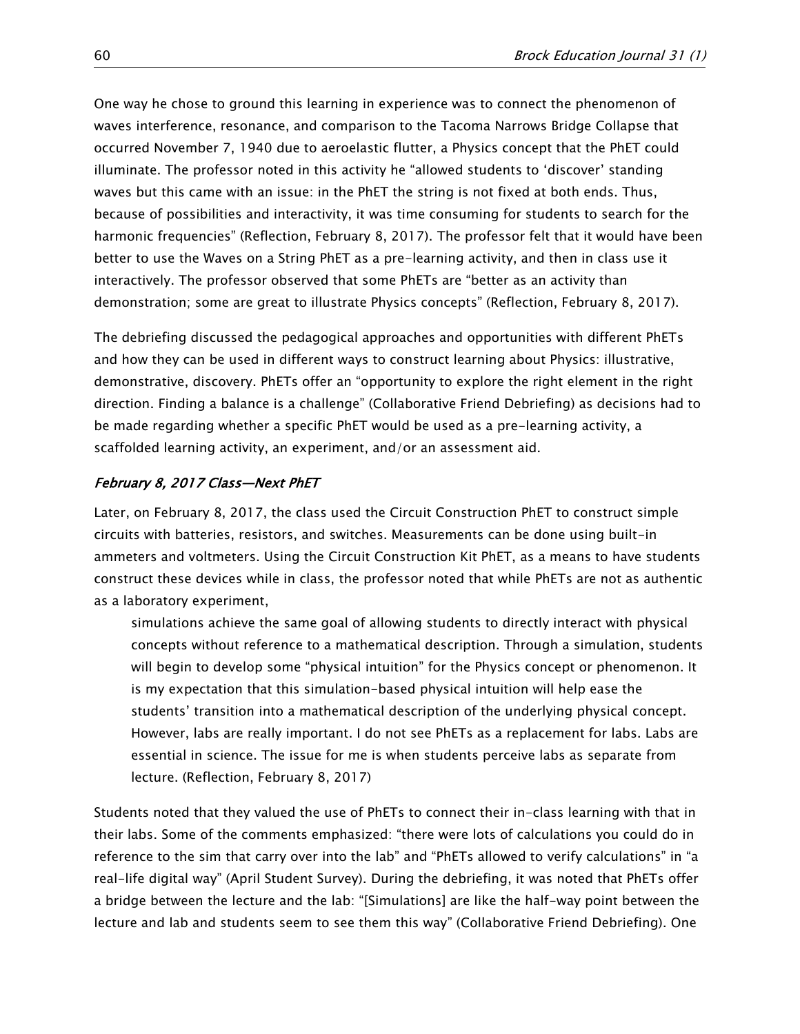One way he chose to ground this learning in experience was to connect the phenomenon of waves interference, resonance, and comparison to the Tacoma Narrows Bridge Collapse that occurred November 7, 1940 due to aeroelastic flutter, a Physics concept that the PhET could illuminate. The professor noted in this activity he "allowed students to 'discover' standing waves but this came with an issue: in the PhET the string is not fixed at both ends. Thus, because of possibilities and interactivity, it was time consuming for students to search for the harmonic frequencies" (Reflection, February 8, 2017). The professor felt that it would have been better to use the Waves on a String PhET as a pre-learning activity, and then in class use it interactively. The professor observed that some PhETs are "better as an activity than demonstration; some are great to illustrate Physics concepts" (Reflection, February 8, 2017).

The debriefing discussed the pedagogical approaches and opportunities with different PhETs and how they can be used in different ways to construct learning about Physics: illustrative, demonstrative, discovery. PhETs offer an "opportunity to explore the right element in the right direction. Finding a balance is a challenge" (Collaborative Friend Debriefing) as decisions had to be made regarding whether a specific PhET would be used as a pre-learning activity, a scaffolded learning activity, an experiment, and/or an assessment aid.

### *February 8, 2017 Class—Next PhET*

Later, on February 8, 2017, the class used the Circuit Construction PhET to construct simple circuits with batteries, resistors, and switches. Measurements can be done using built-in ammeters and voltmeters. Using the Circuit Construction Kit PhET, as a means to have students construct these devices while in class, the professor noted that while PhETs are not as authentic as a laboratory experiment,

> simulations achieve the same goal of allowing students to directly interact with physical concepts without reference to a mathematical description. Through a simulation, students will begin to develop some "physical intuition" for the Physics concept or phenomenon. It is my expectation that this simulation-based physical intuition will help ease the students' transition into a mathematical description of the underlying physical concept. However, labs are really important. I do not see PhETs as a replacement for labs. Labs are essential in science. The issue for me is when students perceive labs as separate from lecture. (Reflection, February 8, 2017)

Students noted that they valued the use of PhETs to connect their in-class learning with that in their labs. Some of the comments emphasized: "there were lots of calculations you could do in reference to the sim that carry over into the lab" and "PhETs allowed to verify calculations" in "a real-life digital way" (April Student Survey). During the debriefing, it was noted that PhETs offer a bridge between the lecture and the lab: "[Simulations] are like the half-way point between the lecture and lab and students seem to see them this way" (Collaborative Friend Debriefing). One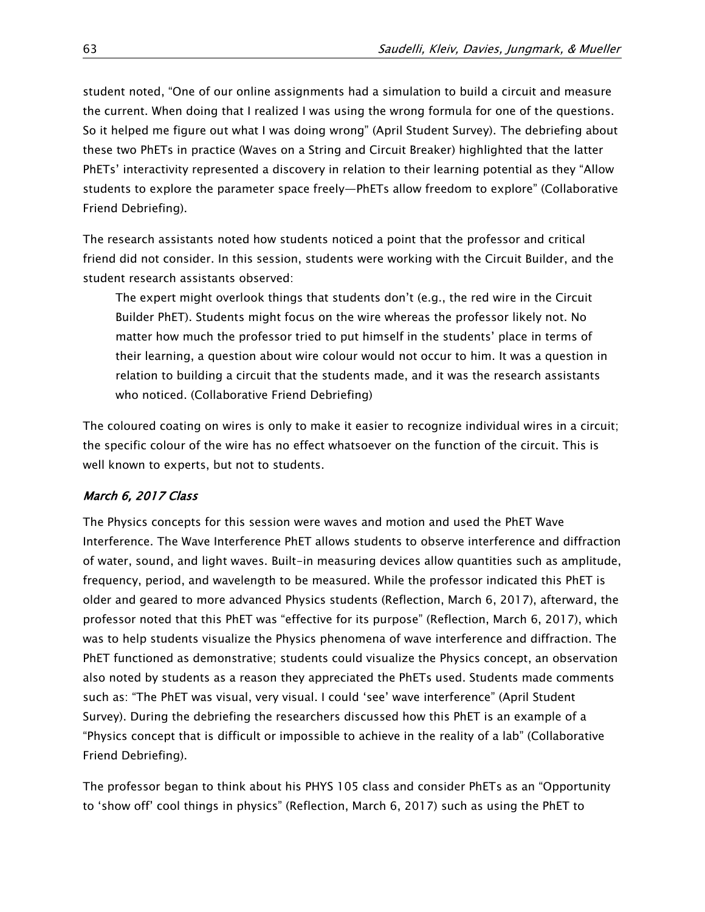student noted, “One of our online assignments had a simulation to build a circuit and measure the current. When doing that I realized I was using the wrong formula for one of the questions. So it helped me figure out what I was doing wrong” (April Student Survey). The debriefing about these two PhETs in practice (Waves on a String and Circuit Breaker) highlighted that the latter PhETs’ interactivity represented a discovery in relation to their learning potential as they “Allow students to explore the parameter space freely—PhETs allow freedom to explore” (Collaborative Friend Debriefing).

The research assistants noted how students noticed a point that the professor and critical friend did not consider. In this session, students were working with the Circuit Builder, and the student research assistants observed:

> The expert might overlook things that students don’t (e.g., the red wire in the Circuit Builder PhET). Students might focus on the wire whereas the professor likely not. No matter how much the professor tried to put himself in the students’ place in terms of their learning, a question about wire colour would not occur to him. It was a question in relation to building a circuit that the students made, and it was the research assistants who noticed. (Collaborative Friend Debriefing)

The coloured coating on wires is only to make it easier to recognize individual wires in a circuit; the specific colour of the wire has no effect whatsoever on the function of the circuit. This is well known to experts, but not to students.

#### *March 6, 2017 Class*

The Physics concepts for this session were waves and motion and used the PhET Wave Interference. The Wave Interference PhET allows students to observe interference and diffraction of water, sound, and light waves. Built-in measuring devices allow quantities such as amplitude, frequency, period, and wavelength to be measured. While the professor indicated this PhET is older and geared to more advanced Physics students (Reflection, March 6, 2017), afterward, the professor noted that this PhET was “effective for its purpose” (Reflection, March 6, 2017), which was to help students visualize the Physics phenomena of wave interference and diffraction. The PhET functioned as demonstrative; students could visualize the Physics concept, an observation also noted by students as a reason they appreciated the PhETs used. Students made comments such as: “The PhET was visual, very visual. I could ‘see’ wave interference” (April Student Survey). During the debriefing the researchers discussed how this PhET is an example of a “Physics concept that is difficult or impossible to achieve in the reality of a lab” (Collaborative Friend Debriefing).

The professor began to think about his PHYS 105 class and consider PhETs as an “Opportunity to ‘show off’ cool things in physics” (Reflection, March 6, 2017) such as using the PhET to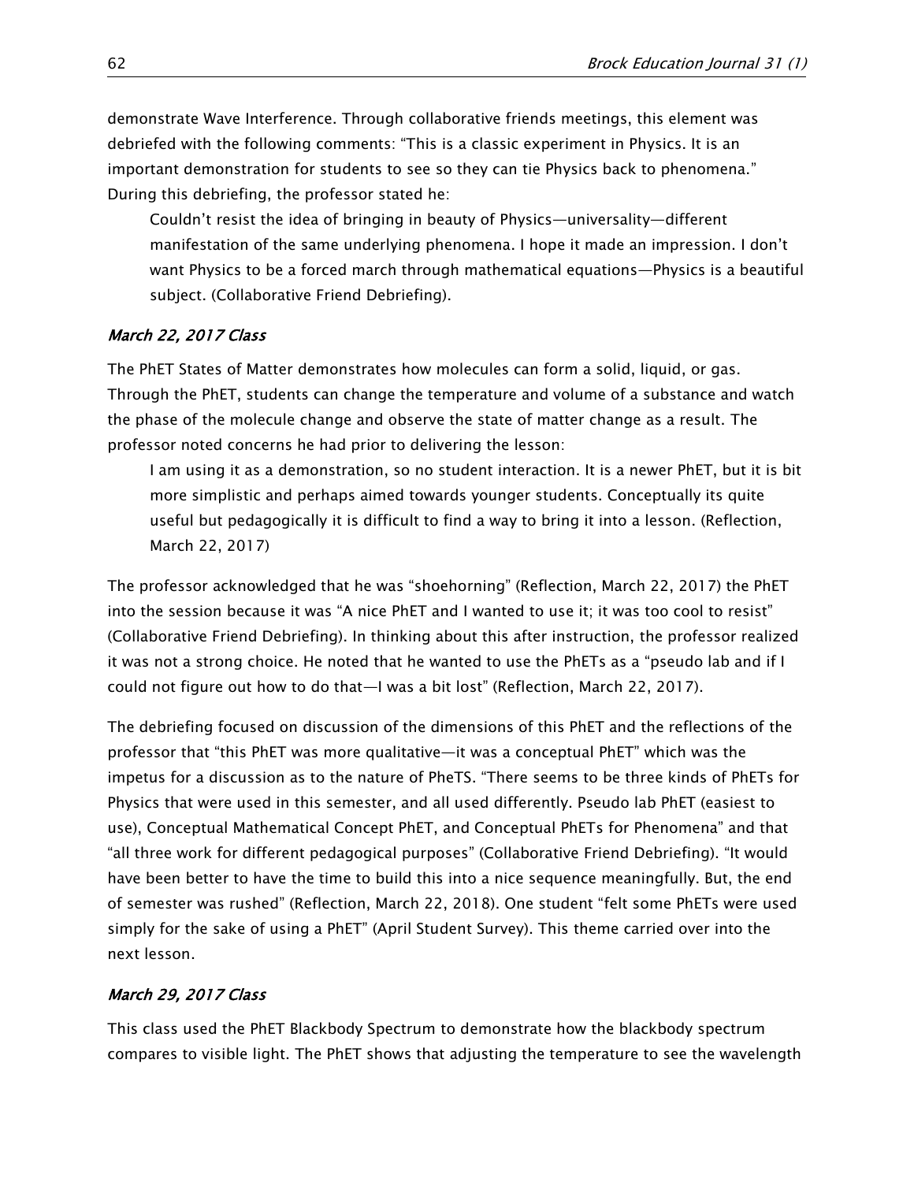demonstrate Wave Interference. Through collaborative friends meetings, this element was debriefed with the following comments: "This is a classic experiment in Physics. It is an important demonstration for students to see so they can tie Physics back to phenomena." During this debriefing, the professor stated he:

> Couldn't resist the idea of bringing in beauty of Physics—universality—different manifestation of the same underlying phenomena. I hope it made an impression. I don't want Physics to be a forced march through mathematical equations—Physics is a beautiful subject. (Collaborative Friend Debriefing).

### *March 22, 2017 Class*

The PhET States of Matter demonstrates how molecules can form a solid, liquid, or gas. Through the PhET, students can change the temperature and volume of a substance and watch the phase of the molecule change and observe the state of matter change as a result. The professor noted concerns he had prior to delivering the lesson:

> I am using it as a demonstration, so no student interaction. It is a newer PhET, but it is bit more simplistic and perhaps aimed towards younger students. Conceptually its quite useful but pedagogically it is difficult to find a way to bring it into a lesson. (Reflection, March 22, 2017)

The professor acknowledged that he was "shoehorning" (Reflection, March 22, 2017) the PhET into the session because it was "A nice PhET and I wanted to use it; it was too cool to resist" (Collaborative Friend Debriefing). In thinking about this after instruction, the professor realized it was not a strong choice. He noted that he wanted to use the PhETs as a "pseudo lab and if I could not figure out how to do that—I was a bit lost" (Reflection, March 22, 2017).

The debriefing focused on discussion of the dimensions of this PhET and the reflections of the professor that "this PhET was more qualitative—it was a conceptual PhET" which was the impetus for a discussion as to the nature of PheTS. "There seems to be three kinds of PhETs for Physics that were used in this semester, and all used differently. Pseudo lab PhET (easiest to use), Conceptual Mathematical Concept PhET, and Conceptual PhETs for Phenomena" and that "all three work for different pedagogical purposes" (Collaborative Friend Debriefing). "It would have been better to have the time to build this into a nice sequence meaningfully. But, the end of semester was rushed" (Reflection, March 22, 2018). One student "felt some PhETs were used simply for the sake of using a PhET" (April Student Survey). This theme carried over into the next lesson.

### *March 29, 2017 Class*

This class used the PhET Blackbody Spectrum to demonstrate how the blackbody spectrum compares to visible light. The PhET shows that adjusting the temperature to see the wavelength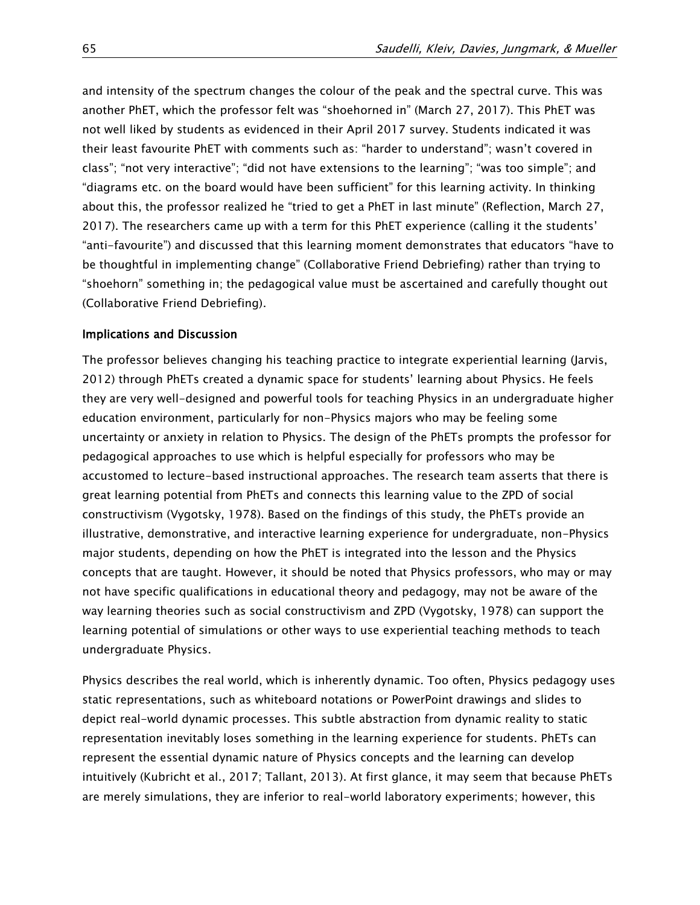and intensity of the spectrum changes the colour of the peak and the spectral curve. This was another PhET, which the professor felt was "shoehorned in" (March 27, 2017). This PhET was not well liked by students as evidenced in their April 2017 survey. Students indicated it was their least favourite PhET with comments such as: "harder to understand"; wasn't covered in class"; "not very interactive"; "did not have extensions to the learning"; "was too simple"; and "diagrams etc. on the board would have been sufficient" for this learning activity. In thinking about this, the professor realized he "tried to get a PhET in last minute" (Reflection, March 27, 2017). The researchers came up with a term for this PhET experience (calling it the students' "anti-favourite") and discussed that this learning moment demonstrates that educators "have to be thoughtful in implementing change" (Collaborative Friend Debriefing) rather than trying to "shoehorn" something in; the pedagogical value must be ascertained and carefully thought out (Collaborative Friend Debriefing).

## Implications and Discussion

The professor believes changing his teaching practice to integrate experiential learning (Jarvis, 2012) through PhETs created a dynamic space for students' learning about Physics. He feels they are very well-designed and powerful tools for teaching Physics in an undergraduate higher education environment, particularly for non-Physics majors who may be feeling some uncertainty or anxiety in relation to Physics. The design of the PhETs prompts the professor for pedagogical approaches to use which is helpful especially for professors who may be accustomed to lecture-based instructional approaches. The research team asserts that there is great learning potential from PhETs and connects this learning value to the ZPD of social constructivism (Vygotsky, 1978). Based on the findings of this study, the PhETs provide an illustrative, demonstrative, and interactive learning experience for undergraduate, non-Physics major students, depending on how the PhET is integrated into the lesson and the Physics concepts that are taught. However, it should be noted that Physics professors, who may or may not have specific qualifications in educational theory and pedagogy, may not be aware of the way learning theories such as social constructivism and ZPD (Vygotsky, 1978) can support the learning potential of simulations or other ways to use experiential teaching methods to teach undergraduate Physics.

Physics describes the real world, which is inherently dynamic. Too often, Physics pedagogy uses static representations, such as whiteboard notations or PowerPoint drawings and slides to depict real-world dynamic processes. This subtle abstraction from dynamic reality to static representation inevitably loses something in the learning experience for students. PhETs can represent the essential dynamic nature of Physics concepts and the learning can develop intuitively (Kubricht et al., 2017; Tallant, 2013). At first glance, it may seem that because PhETs are merely simulations, they are inferior to real-world laboratory experiments; however, this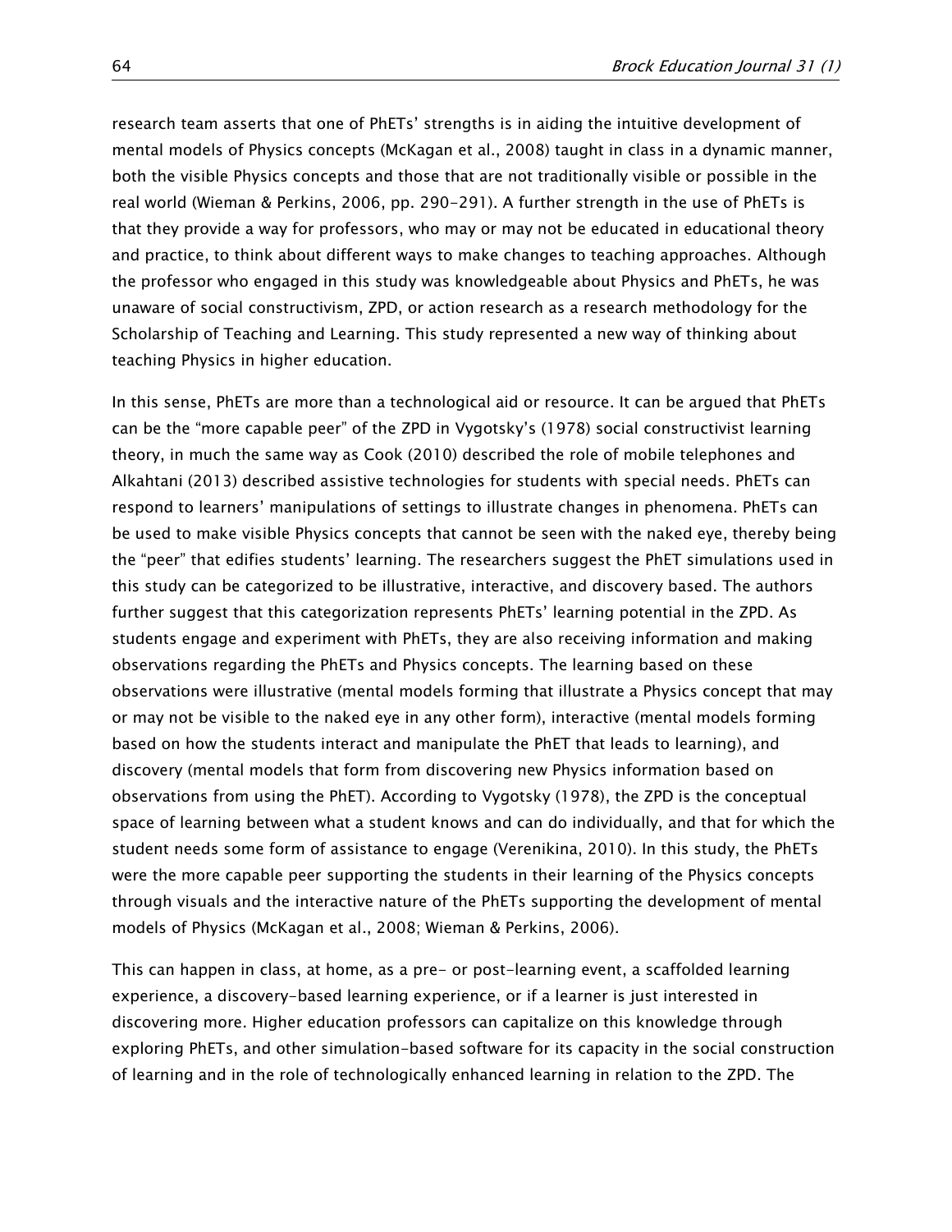research team asserts that one of PhETs' strengths is in aiding the intuitive development of mental models of Physics concepts (McKagan et al., 2008) taught in class in a dynamic manner, both the visible Physics concepts and those that are not traditionally visible or possible in the real world (Wieman & Perkins, 2006, pp. 290–291). A further strength in the use of PhETs is that they provide a way for professors, who may or may not be educated in educational theory and practice, to think about different ways to make changes to teaching approaches. Although the professor who engaged in this study was knowledgeable about Physics and PhETs, he was unaware of social constructivism, ZPD, or action research as a research methodology for the Scholarship of Teaching and Learning. This study represented a new way of thinking about teaching Physics in higher education.

In this sense, PhETs are more than a technological aid or resource. It can be argued that PhETs can be the "more capable peer" of the ZPD in Vygotsky's (1978) social constructivist learning theory, in much the same way as Cook (2010) described the role of mobile telephones and Alkahtani (2013) described assistive technologies for students with special needs. PhETs can respond to learners' manipulations of settings to illustrate changes in phenomena. PhETs can be used to make visible Physics concepts that cannot be seen with the naked eye, thereby being the "peer" that edifies students' learning. The researchers suggest the PhET simulations used in this study can be categorized to be illustrative, interactive, and discovery based. The authors further suggest that this categorization represents PhETs' learning potential in the ZPD. As students engage and experiment with PhETs, they are also receiving information and making observations regarding the PhETs and Physics concepts. The learning based on these observations were illustrative (mental models forming that illustrate a Physics concept that may or may not be visible to the naked eye in any other form), interactive (mental models forming based on how the students interact and manipulate the PhET that leads to learning), and discovery (mental models that form from discovering new Physics information based on observations from using the PhET). According to Vygotsky (1978), the ZPD is the conceptual space of learning between what a student knows and can do individually, and that for which the student needs some form of assistance to engage (Verenikina, 2010). In this study, the PhETs were the more capable peer supporting the students in their learning of the Physics concepts through visuals and the interactive nature of the PhETs supporting the development of mental models of Physics (McKagan et al., 2008; Wieman & Perkins, 2006).

This can happen in class, at home, as a pre- or post-learning event, a scaffolded learning experience, a discovery-based learning experience, or if a learner is just interested in discovering more. Higher education professors can capitalize on this knowledge through exploring PhETs, and other simulation-based software for its capacity in the social construction of learning and in the role of technologically enhanced learning in relation to the ZPD. The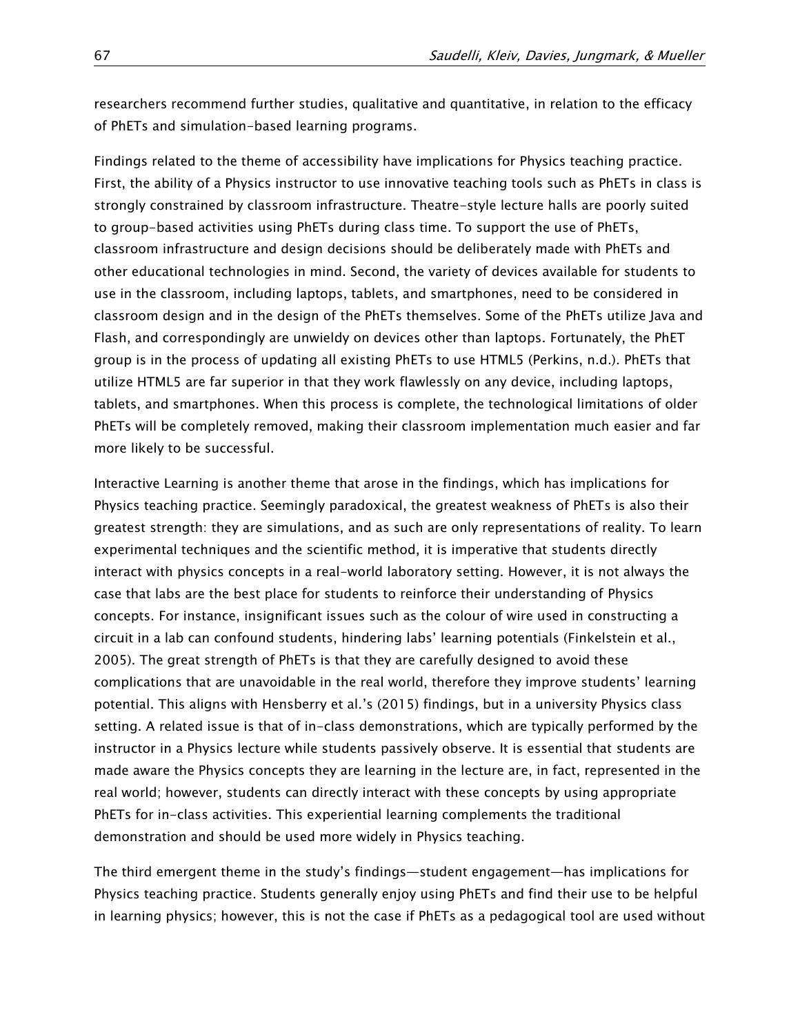researchers recommend further studies, qualitative and quantitative, in relation to the efficacy of PhETs and simulation-based learning programs.

Findings related to the theme of accessibility have implications for Physics teaching practice. First, the ability of a Physics instructor to use innovative teaching tools such as PhETs in class is strongly constrained by classroom infrastructure. Theatre-style lecture halls are poorly suited to group-based activities using PhETs during class time. To support the use of PhETs, classroom infrastructure and design decisions should be deliberately made with PhETs and other educational technologies in mind. Second, the variety of devices available for students to use in the classroom, including laptops, tablets, and smartphones, need to be considered in classroom design and in the design of the PhETs themselves. Some of the PhETs utilize Java and Flash, and correspondingly are unwieldy on devices other than laptops. Fortunately, the PhET group is in the process of updating all existing PhETs to use HTML5 (Perkins, n.d.). PhETs that utilize HTML5 are far superior in that they work flawlessly on any device, including laptops, tablets, and smartphones. When this process is complete, the technological limitations of older PhETs will be completely removed, making their classroom implementation much easier and far more likely to be successful.

Interactive Learning is another theme that arose in the findings, which has implications for Physics teaching practice. Seemingly paradoxical, the greatest weakness of PhETs is also their greatest strength: they are simulations, and as such are only representations of reality. To learn experimental techniques and the scientific method, it is imperative that students directly interact with physics concepts in a real-world laboratory setting. However, it is not always the case that labs are the best place for students to reinforce their understanding of Physics concepts. For instance, insignificant issues such as the colour of wire used in constructing a circuit in a lab can confound students, hindering labs' learning potentials (Finkelstein et al., 2005). The great strength of PhETs is that they are carefully designed to avoid these complications that are unavoidable in the real world, therefore they improve students' learning potential. This aligns with Hensberry et al.'s (2015) findings, but in a university Physics class setting. A related issue is that of in-class demonstrations, which are typically performed by the instructor in a Physics lecture while students passively observe. It is essential that students are made aware the Physics concepts they are learning in the lecture are, in fact, represented in the real world; however, students can directly interact with these concepts by using appropriate PhETs for in-class activities. This experiential learning complements the traditional demonstration and should be used more widely in Physics teaching.

The third emergent theme in the study's findings—student engagement—has implications for Physics teaching practice. Students generally enjoy using PhETs and find their use to be helpful in learning physics; however, this is not the case if PhETs as a pedagogical tool are used without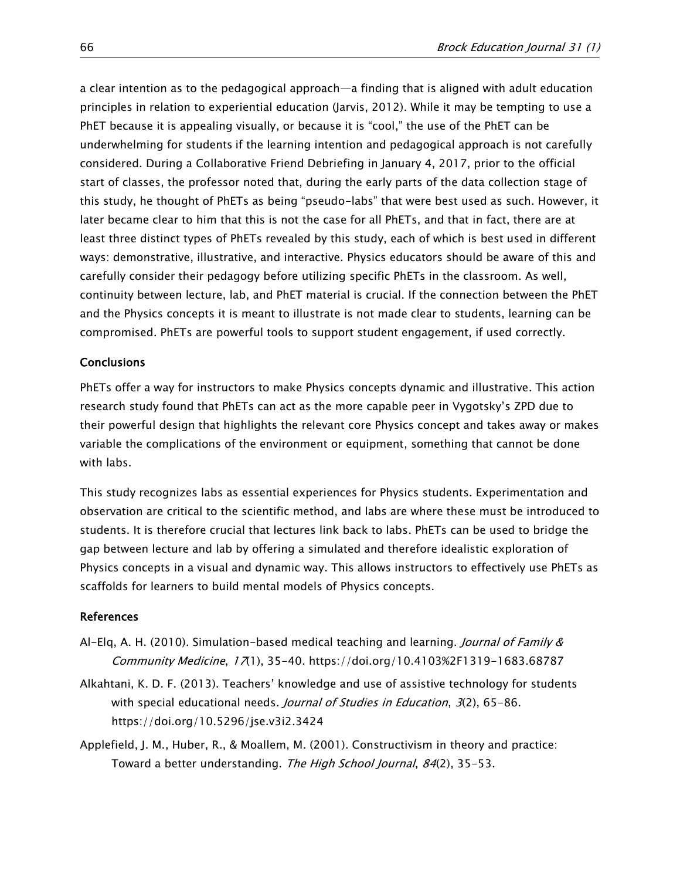a clear intention as to the pedagogical approach—a finding that is aligned with adult education principles in relation to experiential education (Jarvis, 2012). While it may be tempting to use a PhET because it is appealing visually, or because it is "cool," the use of the PhET can be underwhelming for students if the learning intention and pedagogical approach is not carefully considered. During a Collaborative Friend Debriefing in January 4, 2017, prior to the official start of classes, the professor noted that, during the early parts of the data collection stage of this study, he thought of PhETs as being "pseudo-labs" that were best used as such. However, it later became clear to him that this is not the case for all PhETs, and that in fact, there are at least three distinct types of PhETs revealed by this study, each of which is best used in different ways: demonstrative, illustrative, and interactive. Physics educators should be aware of this and carefully consider their pedagogy before utilizing specific PhETs in the classroom. As well, continuity between lecture, lab, and PhET material is crucial. If the connection between the PhET and the Physics concepts it is meant to illustrate is not made clear to students, learning can be compromised. PhETs are powerful tools to support student engagement, if used correctly.

## Conclusions

PhETs offer a way for instructors to make Physics concepts dynamic and illustrative. This action research study found that PhETs can act as the more capable peer in Vygotsky's ZPD due to their powerful design that highlights the relevant core Physics concept and takes away or makes variable the complications of the environment or equipment, something that cannot be done with labs.

This study recognizes labs as essential experiences for Physics students. Experimentation and observation are critical to the scientific method, and labs are where these must be introduced to students. It is therefore crucial that lectures link back to labs. PhETs can be used to bridge the gap between lecture and lab by offering a simulated and therefore idealistic exploration of Physics concepts in a visual and dynamic way. This allows instructors to effectively use PhETs as scaffolds for learners to build mental models of Physics concepts.

## References

Al-Elq, A. H. (2010). Simulation-based medical teaching and learning. *Journal of Family & Community Medicine*, *17*(1), 35–40. https://doi.org/10.4103%2F1319-1683.68787

Alkahtani, K. D. F. (2013). Teachers' knowledge and use of assistive technology for students with special educational needs. *Journal of Studies in Education*, *3*(2), 65–86. https://doi.org/10.5296/jse.v3i2.3424

Applefield, J. M., Huber, R., & Moallem, M. (2001). Constructivism in theory and practice: Toward a better understanding. *The High School Journal*, *84*(2), 35–53.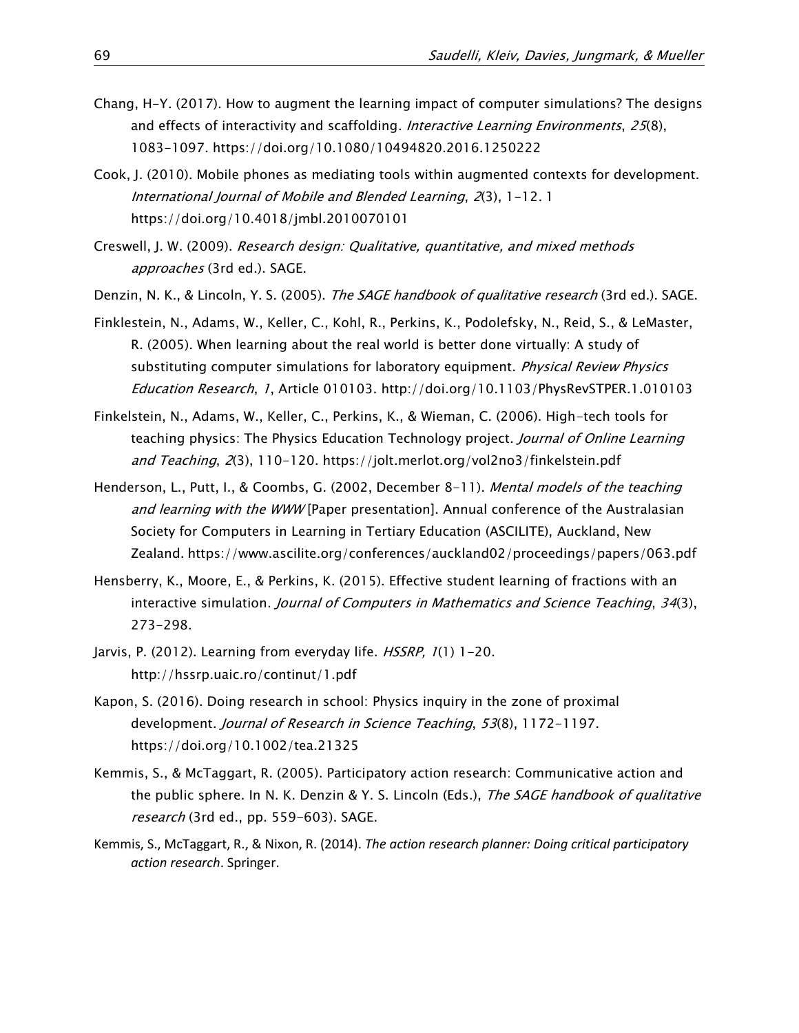Chang, H-Y. (2017). How to augment the learning impact of computer simulations? The designs and effects of interactivity and scaffolding. *Interactive Learning Environments*, *25*(8), 1083-1097. https://doi.org/10.1080/10494820.2016.1250222

Cook, J. (2010). Mobile phones as mediating tools within augmented contexts for development. *International Journal of Mobile and Blended Learning*, *2*(3), 1-12. 1 https://doi.org/10.4018/jmbl.2010070101

Creswell, J. W. (2009). *Research design: Qualitative, quantitative, and mixed methods approaches* (3rd ed.). SAGE.

Denzin, N. K., & Lincoln, Y. S. (2005). *The SAGE handbook of qualitative research* (3rd ed.). SAGE.

Finklestein, N., Adams, W., Keller, C., Kohl, R., Perkins, K., Podolefsky, N., Reid, S., & LeMaster, R. (2005). When learning about the real world is better done virtually: A study of substituting computer simulations for laboratory equipment. *Physical Review Physics Education Research*, *1*, Article 010103. http://doi.org/10.1103/PhysRevSTPER.1.010103

Finkelstein, N., Adams, W., Keller, C., Perkins, K., & Wieman, C. (2006). High-tech tools for teaching physics: The Physics Education Technology project. *Journal of Online Learning and Teaching*, *2*(3), 110-120. https://jolt.merlot.org/vol2no3/finkelstein.pdf

Henderson, L., Putt, I., & Coombs, G. (2002, December 8-11). *Mental models of the teaching and learning with the WWW* [Paper presentation]. Annual conference of the Australasian Society for Computers in Learning in Tertiary Education (ASCILITE), Auckland, New Zealand. https://www.ascilite.org/conferences/auckland02/proceedings/papers/063.pdf

Hensberry, K., Moore, E., & Perkins, K. (2015). Effective student learning of fractions with an interactive simulation. *Journal of Computers in Mathematics and Science Teaching*, *34*(3), 273-298.

Jarvis, P. (2012). Learning from everyday life. *HSSRP, 1*(1) 1-20. http://hssrp.uaic.ro/continut/1.pdf

Kapon, S. (2016). Doing research in school: Physics inquiry in the zone of proximal development. *Journal of Research in Science Teaching*, *53*(8), 1172-1197. https://doi.org/10.1002/tea.21325

Kemmis, S., & McTaggart, R. (2005). Participatory action research: Communicative action and the public sphere. In N. K. Denzin & Y. S. Lincoln (Eds.), *The SAGE handbook of qualitative research* (3rd ed., pp. 559-603). SAGE.

Kemmis, S., McTaggart, R., & Nixon, R. (2014). *The action research planner: Doing critical participatory action research*. Springer.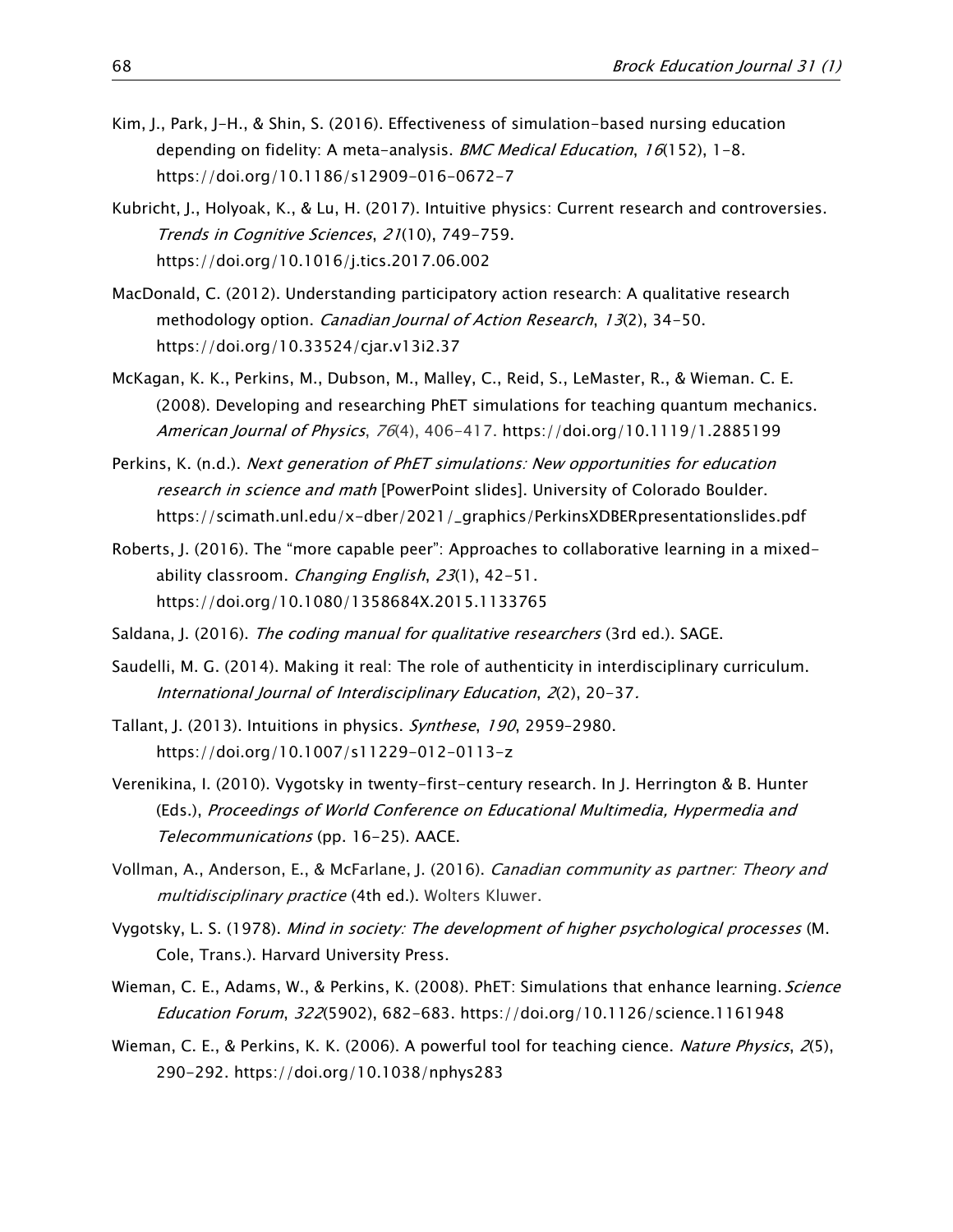Kim, J., Park, J-H., & Shin, S. (2016). Effectiveness of simulation-based nursing education depending on fidelity: A meta-analysis. *BMC Medical Education*, *16*(152), 1-8. https://doi.org/10.1186/s12909-016-0672-7

Kubricht, J., Holyoak, K., & Lu, H. (2017). Intuitive physics: Current research and controversies. *Trends in Cognitive Sciences*, *21*(10), 749-759. https://doi.org/10.1016/j.tics.2017.06.002

MacDonald, C. (2012). Understanding participatory action research: A qualitative research methodology option. *Canadian Journal of Action Research*, *13*(2), 34-50. https://doi.org/10.33524/cjar.v13i2.37

McKagan, K. K., Perkins, M., Dubson, M., Malley, C., Reid, S., LeMaster, R., & Wieman. C. E. (2008). Developing and researching PhET simulations for teaching quantum mechanics. *American Journal of Physics*, *76*(4), 406-417. https://doi.org/10.1119/1.2885199

Perkins, K. (n.d.). *Next generation of PhET simulations: New opportunities for education research in science and math* [PowerPoint slides]. University of Colorado Boulder. https://scimath.unl.edu/x-dber/2021/_graphics/PerkinsXDBERpresentationslides.pdf

Roberts, J. (2016). The "more capable peer": Approaches to collaborative learning in a mixed-ability classroom. *Changing English*, *23*(1), 42-51. https://doi.org/10.1080/1358684X.2015.1133765

Saldana, J. (2016). *The coding manual for qualitative researchers* (3rd ed.). SAGE.

Saudelli, M. G. (2014). Making it real: The role of authenticity in interdisciplinary curriculum. *International Journal of Interdisciplinary Education*, *2*(2), 20-37.

Tallant, J. (2013). Intuitions in physics. *Synthese*, *190*, 2959–2980. https://doi.org/10.1007/s11229-012-0113-z

Verenikina, I. (2010). Vygotsky in twenty-first-century research. In J. Herrington & B. Hunter (Eds.), *Proceedings of World Conference on Educational Multimedia, Hypermedia and Telecommunications* (pp. 16-25). AACE.

Vollman, A., Anderson, E., & McFarlane, J. (2016). *Canadian community as partner: Theory and multidisciplinary practice* (4th ed.). Wolters Kluwer.

Vygotsky, L. S. (1978). *Mind in society: The development of higher psychological processes* (M. Cole, Trans.). Harvard University Press.

Wieman, C. E., Adams, W., & Perkins, K. (2008). PhET: Simulations that enhance learning. *Science Education Forum*, *322*(5902), 682-683. https://doi.org/10.1126/science.1161948

Wieman, C. E., & Perkins, K. K. (2006). A powerful tool for teaching cience. *Nature Physics*, *2*(5), 290-292. https://doi.org/10.1038/nphys283